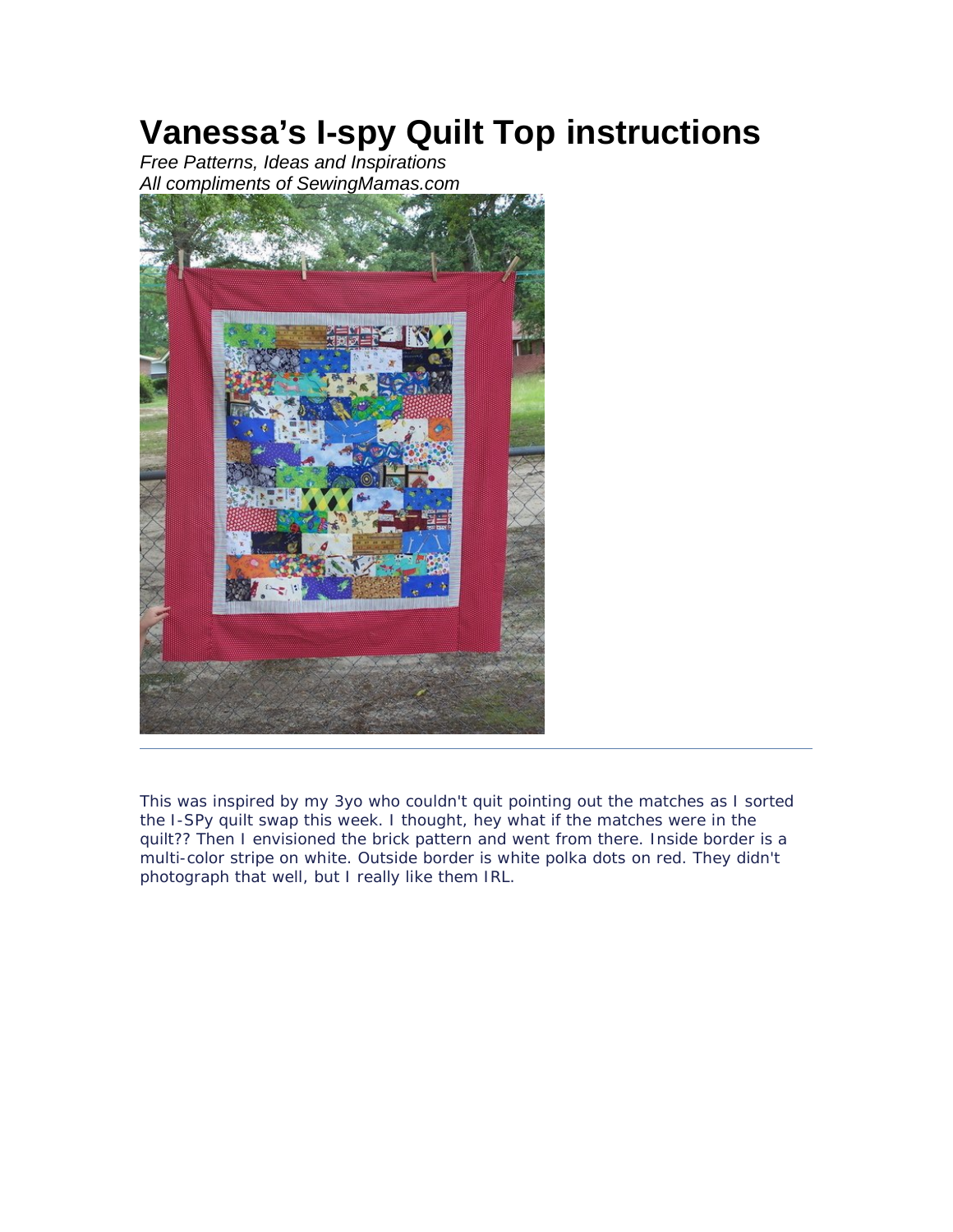# Vanessa's I-spy Quilt Top instructions

*Free Patterns, Ideas and Inspirations*
*All compliments of SewingMamas.com*

---

This was inspired by my 3yo who couldn't quit pointing out the matches as I sorted the I-SPy quilt swap this week. I thought, hey what if the matches were in the quilt?? Then I envisioned the brick pattern and went from there. Inside border is a multi-color stripe on white. Outside border is white polka dots on red. They didn't photograph that well, but I really like them IRL.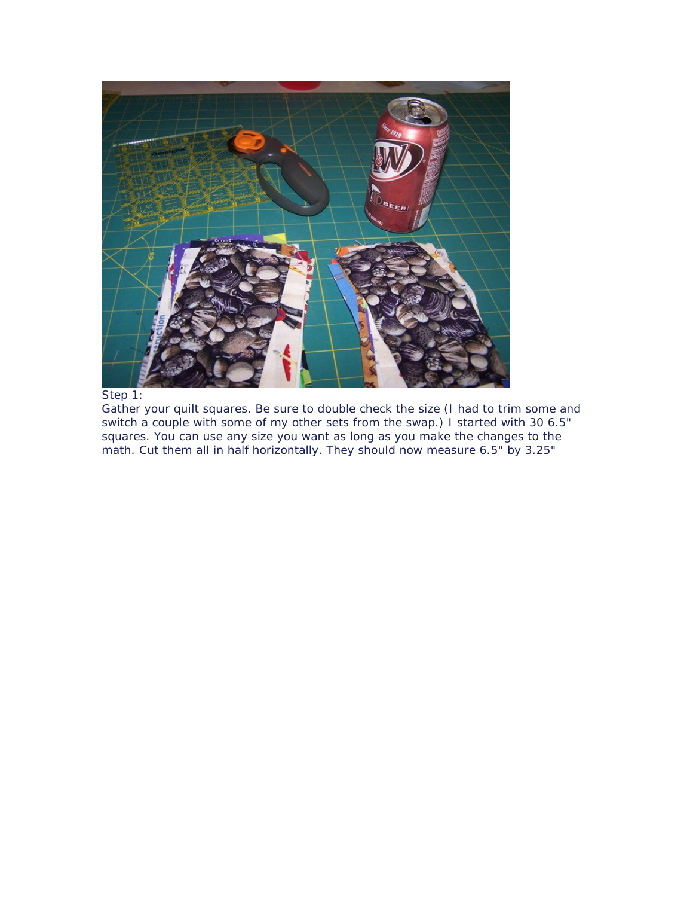Step 1:
Gather your quilt squares. Be sure to double check the size (I had to trim some and switch a couple with some of my other sets from the swap.) I started with 30 6.5" squares. You can use any size you want as long as you make the changes to the math. Cut them all in half horizontally. They should now measure 6.5" by 3.25"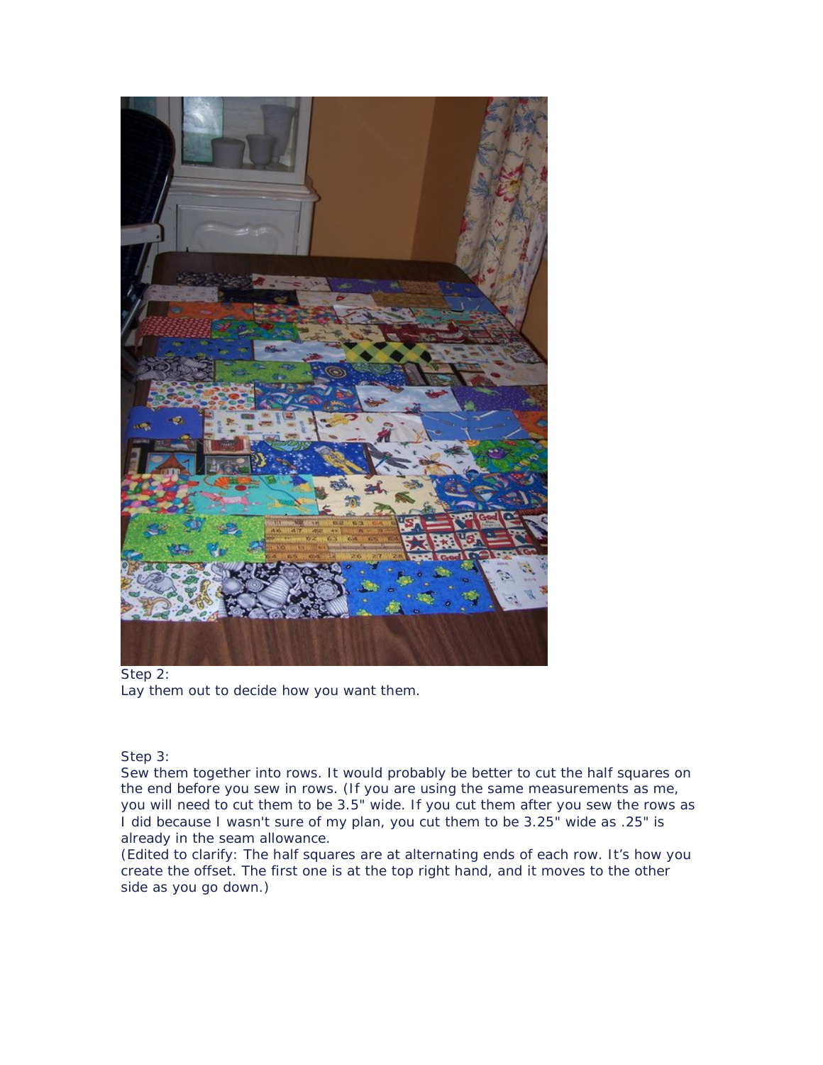Step 2:
Lay them out to decide how you want them.

Step 3:
Sew them together into rows. It would probably be better to cut the half squares on the end before you sew in rows. (If you are using the same measurements as me, you will need to cut them to be 3.5" wide. If you cut them after you sew the rows as I did because I wasn't sure of my plan, you cut them to be 3.25" wide as .25" is already in the seam allowance.
(Edited to clarify: The half squares are at alternating ends of each row. It's how you create the offset. The first one is at the top right hand, and it moves to the other side as you go down.)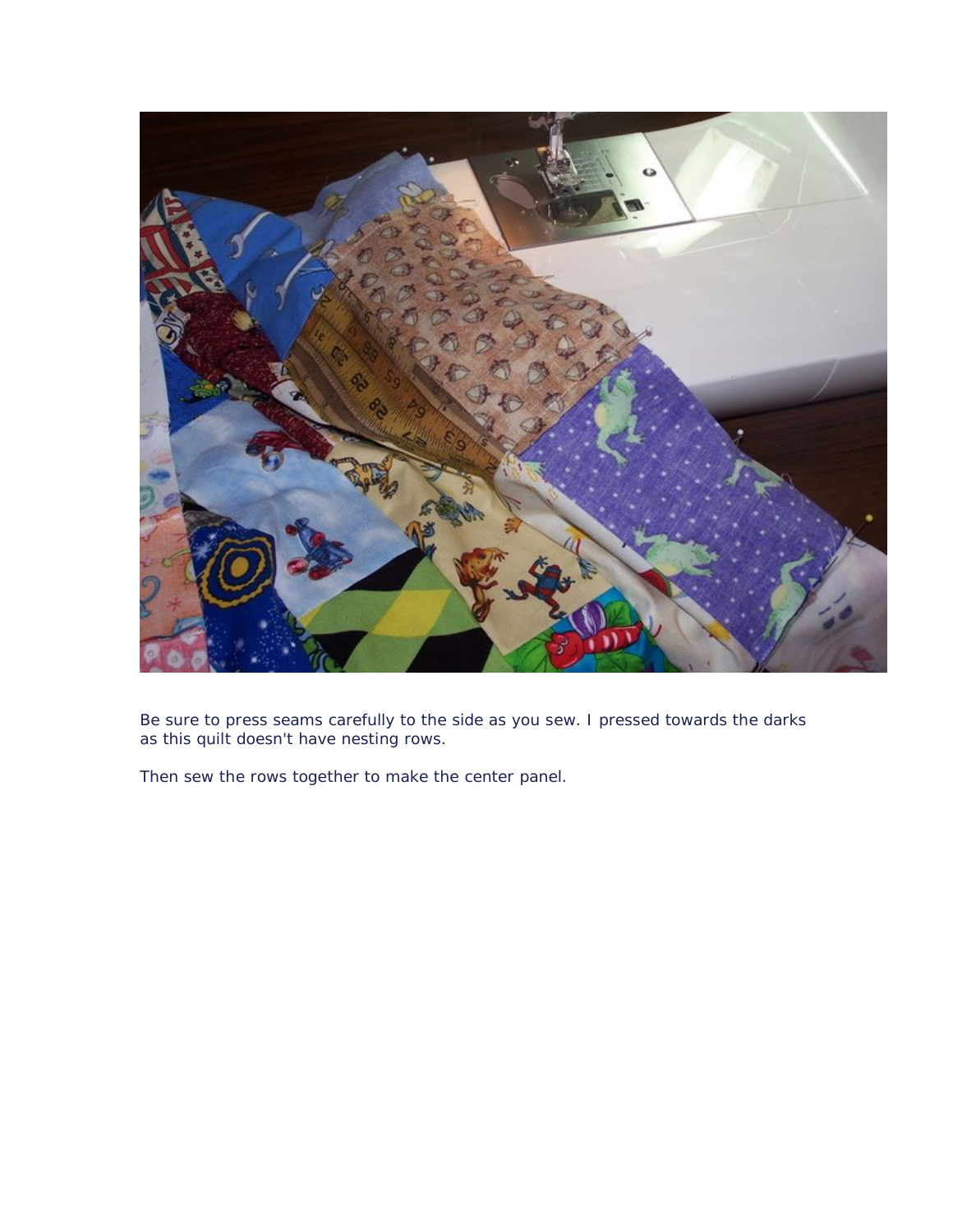Be sure to press seams carefully to the side as you sew. I pressed towards the darks as this quilt doesn't have nesting rows.

Then sew the rows together to make the center panel.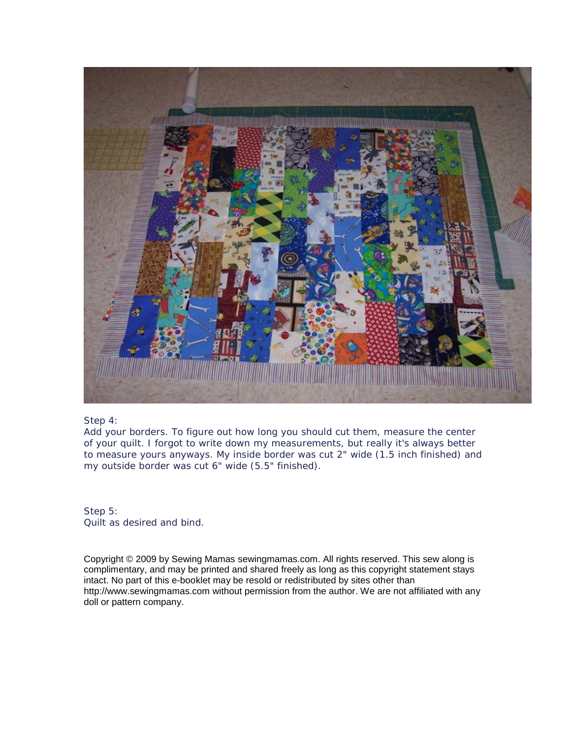Step 4:
Add your borders. To figure out how long you should cut them, measure the center of your quilt. I forgot to write down my measurements, but really it's always better to measure yours anyways. My inside border was cut 2" wide (1.5 inch finished) and my outside border was cut 6" wide (5.5" finished).

Step 5:
Quilt as desired and bind.

Copyright © 2009 by Sewing Mamas sewingmamas.com. All rights reserved. This sew along is complimentary, and may be printed and shared freely as long as this copyright statement stays intact. No part of this e-booklet may be resold or redistributed by sites other than http://www.sewingmamas.com without permission from the author. We are not affiliated with any doll or pattern company.